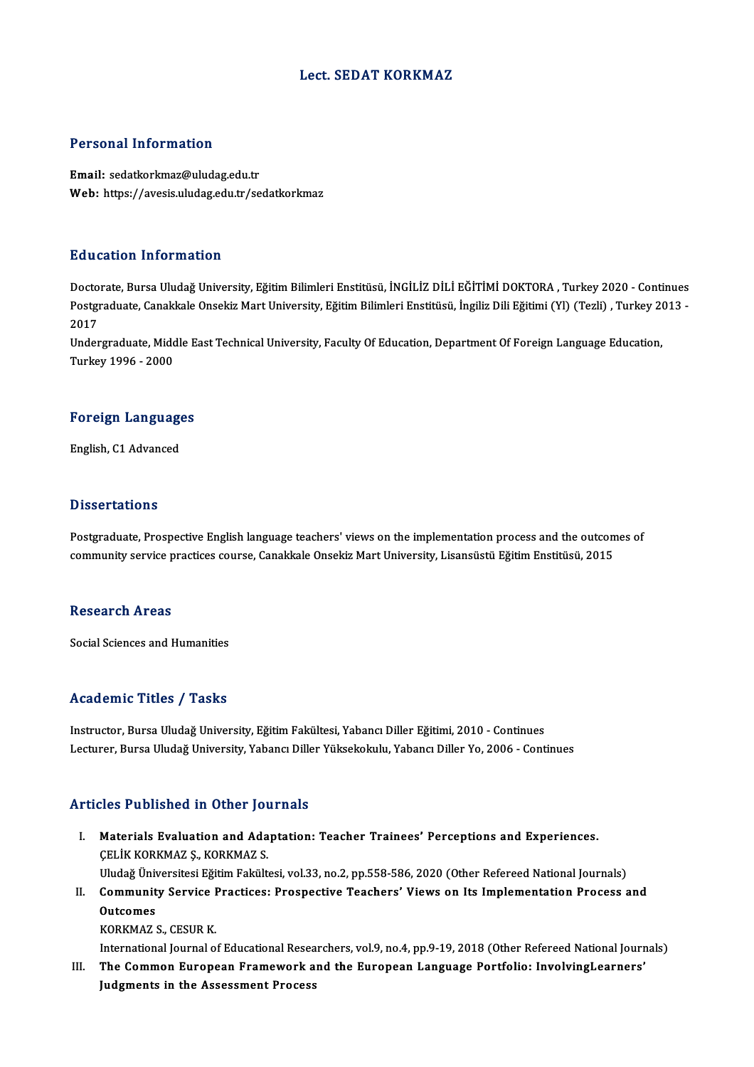# Lect. SEDAT KORKMAZ

## Personal Information

**Email:** sedatkorkmaz@uludag.edu.tr
**Web:** https://avesis.uludag.edu.tr/sedatkorkmaz

## Education Information

Doctorate, Bursa Uludağ University, Eğitim Bilimleri Enstitüsü, İNGİLİZ DİLİ EĞİTİMİ DOKTORA , Turkey 2020 - Continues
Postgraduate, Canakkale Onsekiz Mart University, Eğitim Bilimleri Enstitüsü, İngiliz Dili Eğitimi (Yl) (Tezli) , Turkey 2013 - 2017
Undergraduate, Middle East Technical University, Faculty Of Education, Department Of Foreign Language Education, Turkey 1996 - 2000

## Foreign Languages

English, C1 Advanced

## Dissertations

Postgraduate, Prospective English language teachers' views on the implementation process and the outcomes of community service practices course, Canakkale Onsekiz Mart University, Lisansüstü Eğitim Enstitüsü, 2015

## Research Areas

Social Sciences and Humanities

## Academic Titles / Tasks

Instructor, Bursa Uludağ University, Eğitim Fakültesi, Yabancı Diller Eğitimi, 2010 - Continues
Lecturer, Bursa Uludağ University, Yabancı Diller Yüksekokulu, Yabancı Diller Yo, 2006 - Continues

## Articles Published in Other Journals

I. **Materials Evaluation and Adaptation: Teacher Trainees' Perceptions and Experiences.**
ÇELİK KORKMAZ Ş., KORKMAZ S.
Uludağ Üniversitesi Eğitim Fakültesi, vol.33, no.2, pp.558-586, 2020 (Other Refereed National Journals)

II. **Community Service Practices: Prospective Teachers' Views on Its Implementation Process and Outcomes**
KORKMAZ S., CESUR K.
International Journal of Educational Researchers, vol.9, no.4, pp.9-19, 2018 (Other Refereed National Journals)

III. **The Common European Framework and the European Language Portfolio: InvolvingLearners' Judgments in the Assessment Process**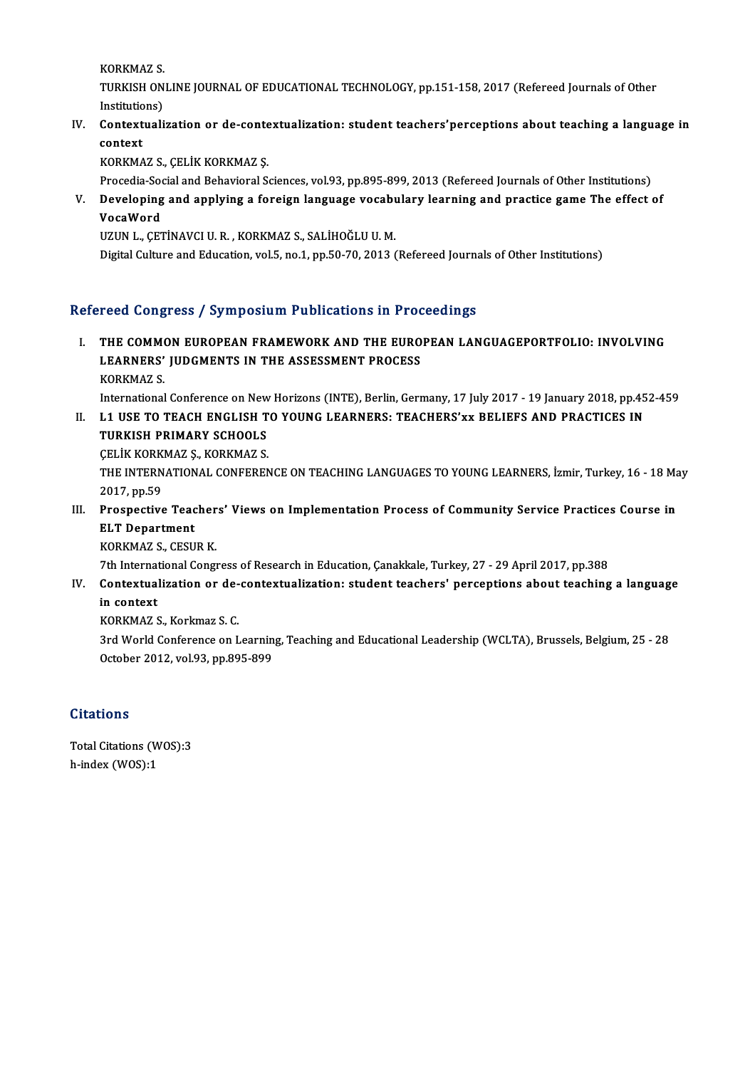KORKMAZ S.
TURKISH ONLINE JOURNAL OF EDUCATIONAL TECHNOLOGY, pp.151-158, 2017 (Refereed Journals of Other Institutions)

IV. **Contextualization or de-contextualization: student teachers'perceptions about teaching a language in context**
KORKMAZ S., ÇELİK KORKMAZ Ş.
Procedia-Social and Behavioral Sciences, vol.93, pp.895-899, 2013 (Refereed Journals of Other Institutions)

V. **Developing and applying a foreign language vocabulary learning and practice game The effect of VocaWord**
UZUN L., ÇETİNAVCI U. R. , KORKMAZ S., SALİHOĞLU U. M.
Digital Culture and Education, vol.5, no.1, pp.50-70, 2013 (Refereed Journals of Other Institutions)

## Refereed Congress / Symposium Publications in Proceedings

I. **THE COMMON EUROPEAN FRAMEWORK AND THE EUROPEAN LANGUAGEPORTFOLIO: INVOLVING LEARNERS' JUDGMENTS IN THE ASSESSMENT PROCESS**
KORKMAZ S.
International Conference on New Horizons (INTE), Berlin, Germany, 17 July 2017 - 19 January 2018, pp.452-459

II. **L1 USE TO TEACH ENGLISH TO YOUNG LEARNERS: TEACHERS'xx BELIEFS AND PRACTICES IN TURKISH PRIMARY SCHOOLS**
ÇELİK KORKMAZ Ş., KORKMAZ S.
THE INTERNATIONAL CONFERENCE ON TEACHING LANGUAGES TO YOUNG LEARNERS, İzmir, Turkey, 16 - 18 May 2017, pp.59

III. **Prospective Teachers' Views on Implementation Process of Community Service Practices Course in ELT Department**
KORKMAZ S., CESUR K.
7th International Congress of Research in Education, Çanakkale, Turkey, 27 - 29 April 2017, pp.388

IV. **Contextualization or de-contextualization: student teachers' perceptions about teaching a language in context**
KORKMAZ S., Korkmaz S. C.
3rd World Conference on Learning, Teaching and Educational Leadership (WCLTA), Brussels, Belgium, 25 - 28 October 2012, vol.93, pp.895-899

## Citations

Total Citations (WOS):3
h-index (WOS):1